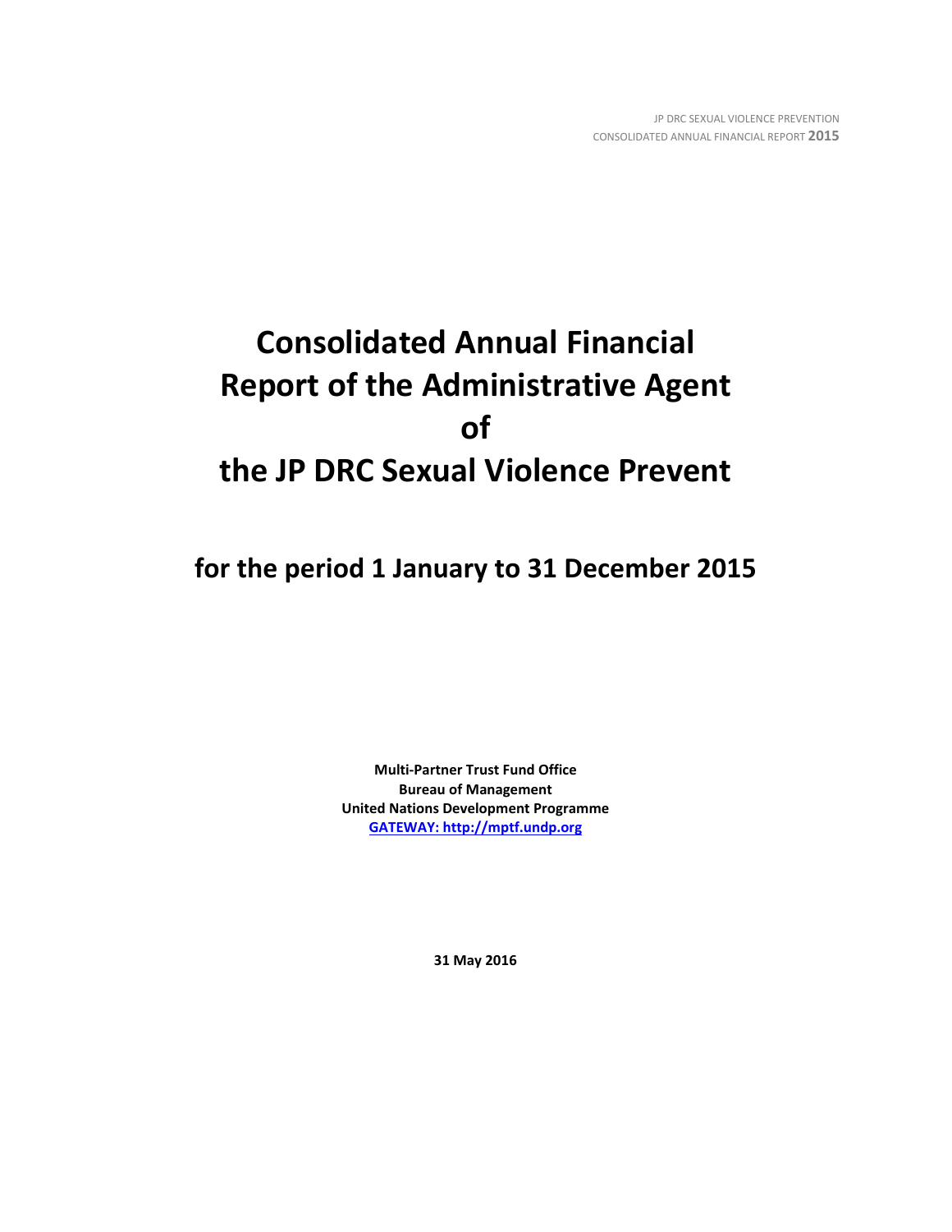# Consolidated Annual Financial Report of the Administrative Agent of the JP DRC Sexual Violence Prevent

## for the period 1 January to 31 December 2015

**Multi-Partner Trust Fund Office**
**Bureau of Management**
**United Nations Development Programme**
**GATEWAY: http://mptf.undp.org**

**31 May 2016**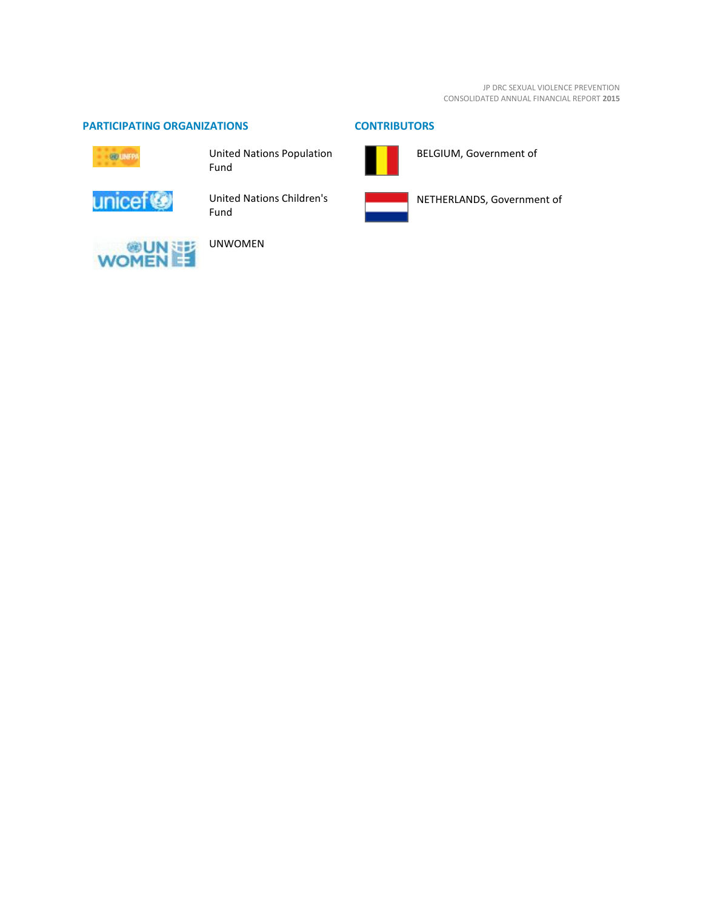## PARTICIPATING ORGANIZATIONS

United Nations Population Fund

United Nations Children's Fund

UNWOMEN

## CONTRIBUTORS

BELGIUM, Government of

NETHERLANDS, Government of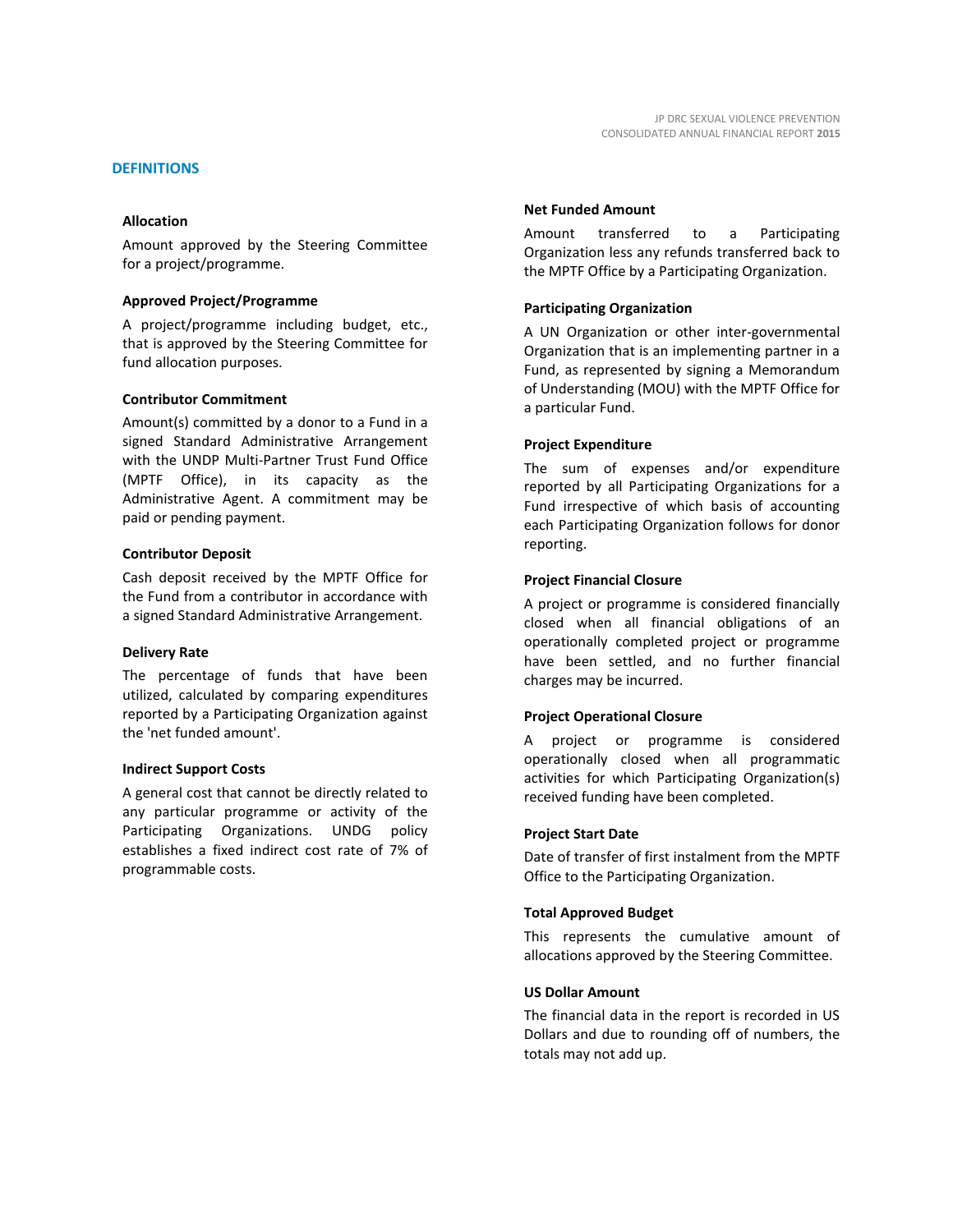## DEFINITIONS

### Allocation

Amount approved by the Steering Committee for a project/programme.

### Approved Project/Programme

A project/programme including budget, etc., that is approved by the Steering Committee for fund allocation purposes.

### Contributor Commitment

Amount(s) committed by a donor to a Fund in a signed Standard Administrative Arrangement with the UNDP Multi-Partner Trust Fund Office (MPTF Office), in its capacity as the Administrative Agent. A commitment may be paid or pending payment.

### Contributor Deposit

Cash deposit received by the MPTF Office for the Fund from a contributor in accordance with a signed Standard Administrative Arrangement.

### Delivery Rate

The percentage of funds that have been utilized, calculated by comparing expenditures reported by a Participating Organization against the 'net funded amount'.

### Indirect Support Costs

A general cost that cannot be directly related to any particular programme or activity of the Participating Organizations. UNDG policy establishes a fixed indirect cost rate of 7% of programmable costs.

### Net Funded Amount

Amount transferred to a Participating Organization less any refunds transferred back to the MPTF Office by a Participating Organization.

### Participating Organization

A UN Organization or other inter-governmental Organization that is an implementing partner in a Fund, as represented by signing a Memorandum of Understanding (MOU) with the MPTF Office for a particular Fund.

### Project Expenditure

The sum of expenses and/or expenditure reported by all Participating Organizations for a Fund irrespective of which basis of accounting each Participating Organization follows for donor reporting.

### Project Financial Closure

A project or programme is considered financially closed when all financial obligations of an operationally completed project or programme have been settled, and no further financial charges may be incurred.

### Project Operational Closure

A project or programme is considered operationally closed when all programmatic activities for which Participating Organization(s) received funding have been completed.

### Project Start Date

Date of transfer of first instalment from the MPTF Office to the Participating Organization.

### Total Approved Budget

This represents the cumulative amount of allocations approved by the Steering Committee.

### US Dollar Amount

The financial data in the report is recorded in US Dollars and due to rounding off of numbers, the totals may not add up.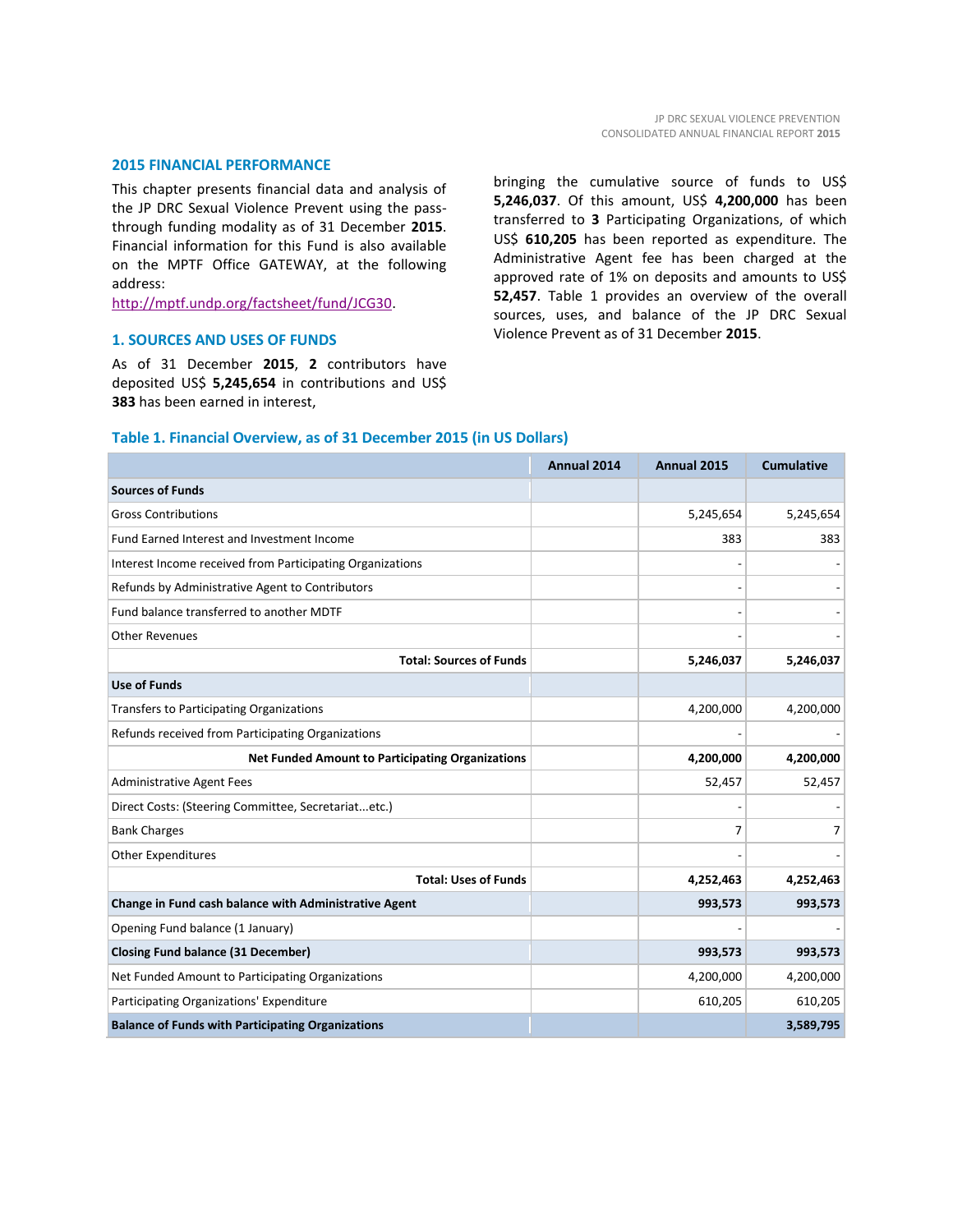## 2015 FINANCIAL PERFORMANCE

This chapter presents financial data and analysis of the JP DRC Sexual Violence Prevent using the pass-through funding modality as of 31 December **2015**. Financial information for this Fund is also available on the MPTF Office GATEWAY, at the following address: [http://mptf.undp.org/factsheet/fund/JCG30](http://mptf.undp.org/factsheet/fund/JCG30).

### 1. SOURCES AND USES OF FUNDS

As of 31 December **2015**, **2** contributors have deposited US$ **5,245,654** in contributions and US$ **383** has been earned in interest, bringing the cumulative source of funds to US$ **5,246,037**. Of this amount, US$ **4,200,000** has been transferred to **3** Participating Organizations, of which US$ **610,205** has been reported as expenditure. The Administrative Agent fee has been charged at the approved rate of 1% on deposits and amounts to US$ **52,457**. Table 1 provides an overview of the overall sources, uses, and balance of the JP DRC Sexual Violence Prevent as of 31 December **2015**.

**Table 1. Financial Overview, as of 31 December 2015 (in US Dollars)**

| | Annual 2014 | Annual 2015 | Cumulative |
|---|---|---|---|
| **Sources of Funds** | | | |
| Gross Contributions | | 5,245,654 | 5,245,654 |
| Fund Earned Interest and Investment Income | | 383 | 383 |
| Interest Income received from Participating Organizations | | - | - |
| Refunds by Administrative Agent to Contributors | | - | - |
| Fund balance transferred to another MDTF | | - | - |
| Other Revenues | | - | - |
| **Total: Sources of Funds** | | **5,246,037** | **5,246,037** |
| **Use of Funds** | | | |
| Transfers to Participating Organizations | | 4,200,000 | 4,200,000 |
| Refunds received from Participating Organizations | | - | - |
| **Net Funded Amount to Participating Organizations** | | **4,200,000** | **4,200,000** |
| Administrative Agent Fees | | 52,457 | 52,457 |
| Direct Costs: (Steering Committee, Secretariat...etc.) | | - | - |
| Bank Charges | | 7 | 7 |
| Other Expenditures | | - | - |
| **Total: Uses of Funds** | | **4,252,463** | **4,252,463** |
| **Change in Fund cash balance with Administrative Agent** | | **993,573** | **993,573** |
| Opening Fund balance (1 January) | | - | - |
| **Closing Fund balance (31 December)** | | **993,573** | **993,573** |
| Net Funded Amount to Participating Organizations | | 4,200,000 | 4,200,000 |
| Participating Organizations' Expenditure | | 610,205 | 610,205 |
| **Balance of Funds with Participating Organizations** | | | **3,589,795** |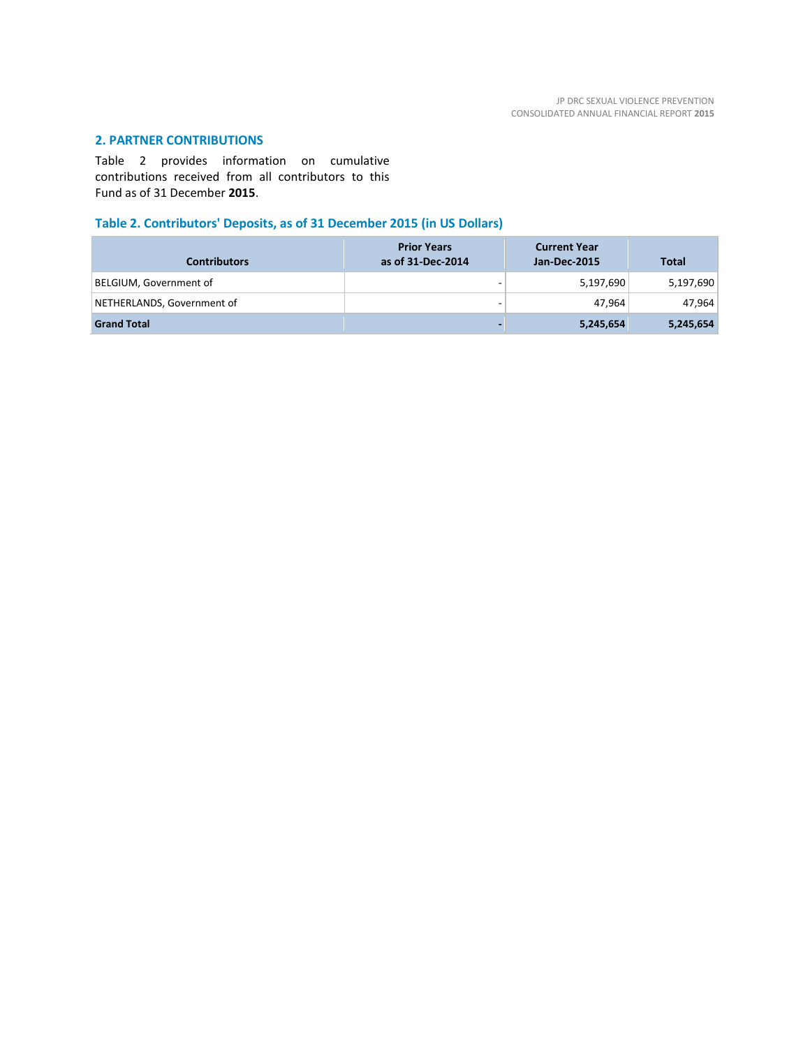## 2. PARTNER CONTRIBUTIONS

Table 2 provides information on cumulative contributions received from all contributors to this Fund as of 31 December **2015**.

### Table 2. Contributors' Deposits, as of 31 December 2015 (in US Dollars)

| Contributors | Prior Years as of 31-Dec-2014 | Current Year Jan-Dec-2015 | Total |
|---|---|---|---|
| BELGIUM, Government of | - | 5,197,690 | 5,197,690 |
| NETHERLANDS, Government of | - | 47,964 | 47,964 |
| **Grand Total** | **-** | **5,245,654** | **5,245,654** |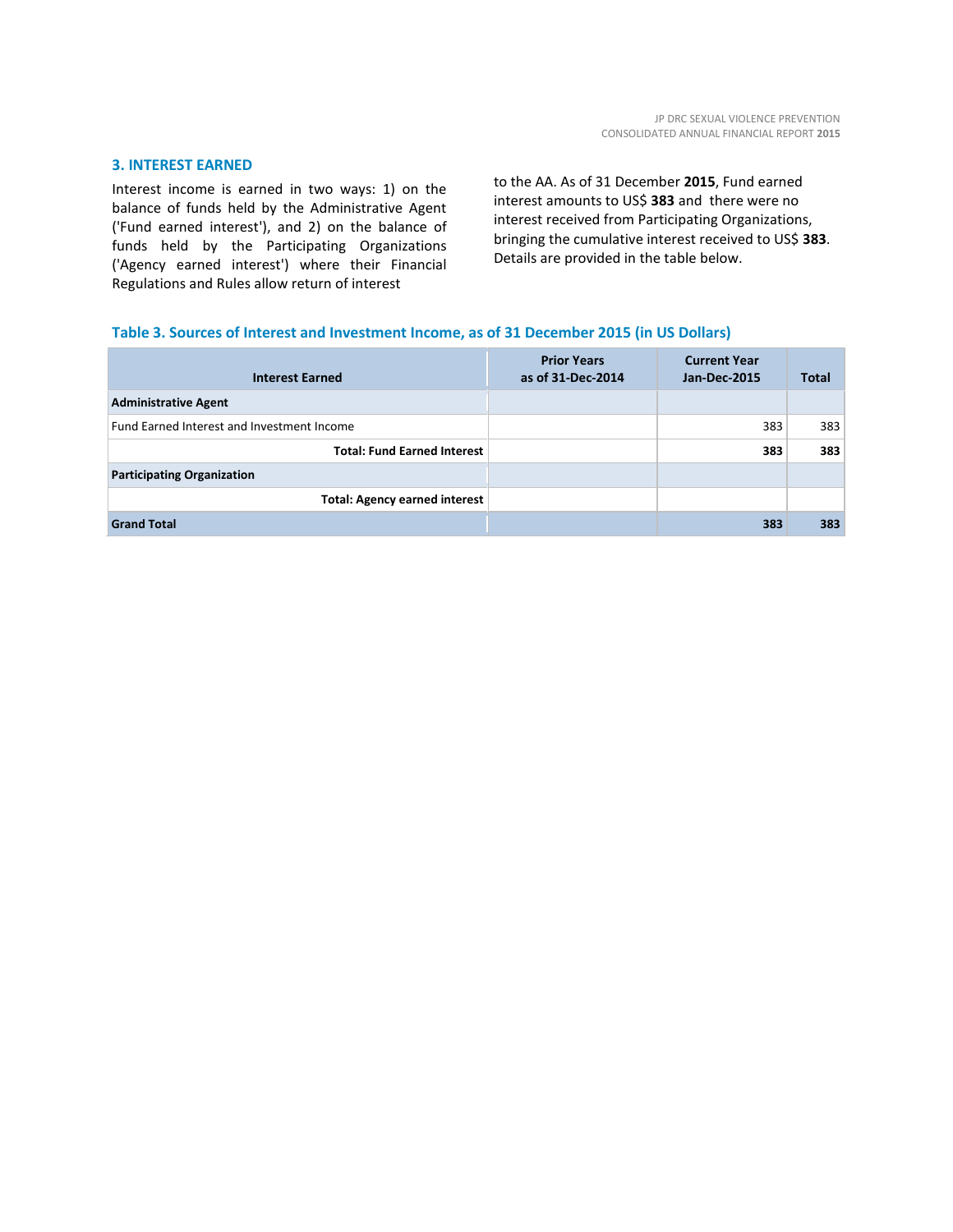## 3. INTEREST EARNED

Interest income is earned in two ways: 1) on the balance of funds held by the Administrative Agent ('Fund earned interest'), and 2) on the balance of funds held by the Participating Organizations ('Agency earned interest') where their Financial Regulations and Rules allow return of interest to the AA. As of 31 December **2015**, Fund earned interest amounts to US$ **383** and there were no interest received from Participating Organizations, bringing the cumulative interest received to US$ **383**. Details are provided in the table below.

**Table 3. Sources of Interest and Investment Income, as of 31 December 2015 (in US Dollars)**

| Interest Earned | Prior Years as of 31-Dec-2014 | Current Year Jan-Dec-2015 | Total |
|---|---|---|---|
| **Administrative Agent** | | | |
| Fund Earned Interest and Investment Income | | 383 | 383 |
| **Total: Fund Earned Interest** | | **383** | **383** |
| **Participating Organization** | | | |
| **Total: Agency earned interest** | | | |
| **Grand Total** | | **383** | **383** |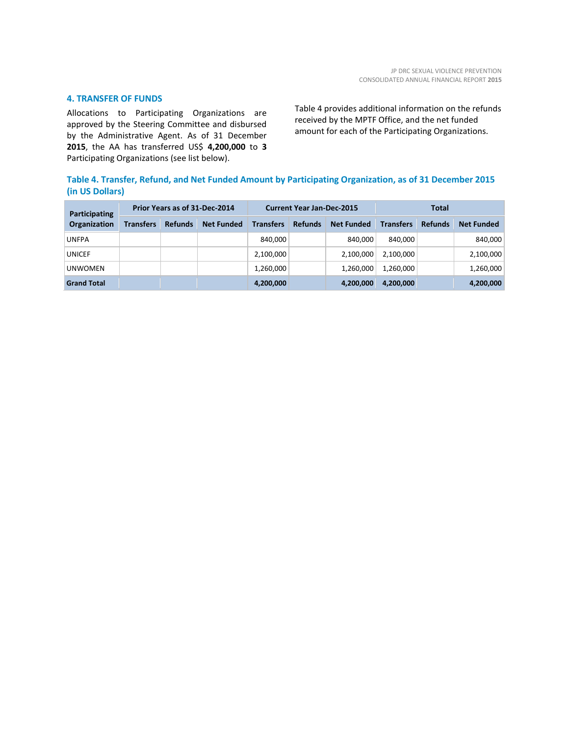## 4. TRANSFER OF FUNDS

Allocations to Participating Organizations are approved by the Steering Committee and disbursed by the Administrative Agent. As of 31 December **2015**, the AA has transferred US$ **4,200,000** to **3** Participating Organizations (see list below).

Table 4 provides additional information on the refunds received by the MPTF Office, and the net funded amount for each of the Participating Organizations.

**Table 4. Transfer, Refund, and Net Funded Amount by Participating Organization, as of 31 December 2015 (in US Dollars)**

| Participating Organization | Prior Years as of 31-Dec-2014 | | | Current Year Jan-Dec-2015 | | | Total | | |
|---|---|---|---|---|---|---|---|---|---|
| | Transfers | Refunds | Net Funded | Transfers | Refunds | Net Funded | Transfers | Refunds | Net Funded |
| UNFPA | | | | 840,000 | | 840,000 | 840,000 | | 840,000 |
| UNICEF | | | | 2,100,000 | | 2,100,000 | 2,100,000 | | 2,100,000 |
| UNWOMEN | | | | 1,260,000 | | 1,260,000 | 1,260,000 | | 1,260,000 |
| **Grand Total** | | | | **4,200,000** | | **4,200,000** | **4,200,000** | | **4,200,000** |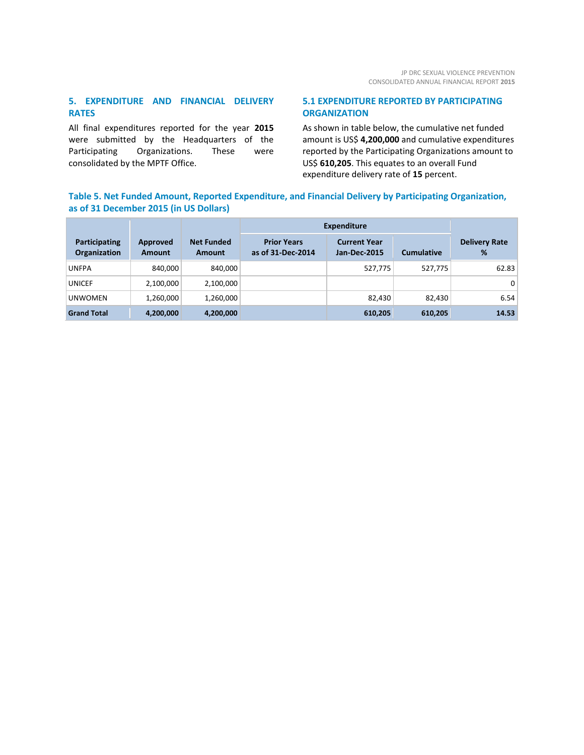## 5. EXPENDITURE AND FINANCIAL DELIVERY RATES

All final expenditures reported for the year **2015** were submitted by the Headquarters of the Participating Organizations. These were consolidated by the MPTF Office.

### 5.1 EXPENDITURE REPORTED BY PARTICIPATING ORGANIZATION

As shown in table below, the cumulative net funded amount is US$ **4,200,000** and cumulative expenditures reported by the Participating Organizations amount to US$ **610,205**. This equates to an overall Fund expenditure delivery rate of **15** percent.

**Table 5. Net Funded Amount, Reported Expenditure, and Financial Delivery by Participating Organization, as of 31 December 2015 (in US Dollars)**

| Participating Organization | Approved Amount | Net Funded Amount | Expenditure | | | Delivery Rate % |
|---|---|---|---|---|---|---|
| | | | Prior Years as of 31-Dec-2014 | Current Year Jan-Dec-2015 | Cumulative | |
| UNFPA | 840,000 | 840,000 | | 527,775 | 527,775 | 62.83 |
| UNICEF | 2,100,000 | 2,100,000 | | | | 0 |
| UNWOMEN | 1,260,000 | 1,260,000 | | 82,430 | 82,430 | 6.54 |
| **Grand Total** | **4,200,000** | **4,200,000** | | **610,205** | **610,205** | **14.53** |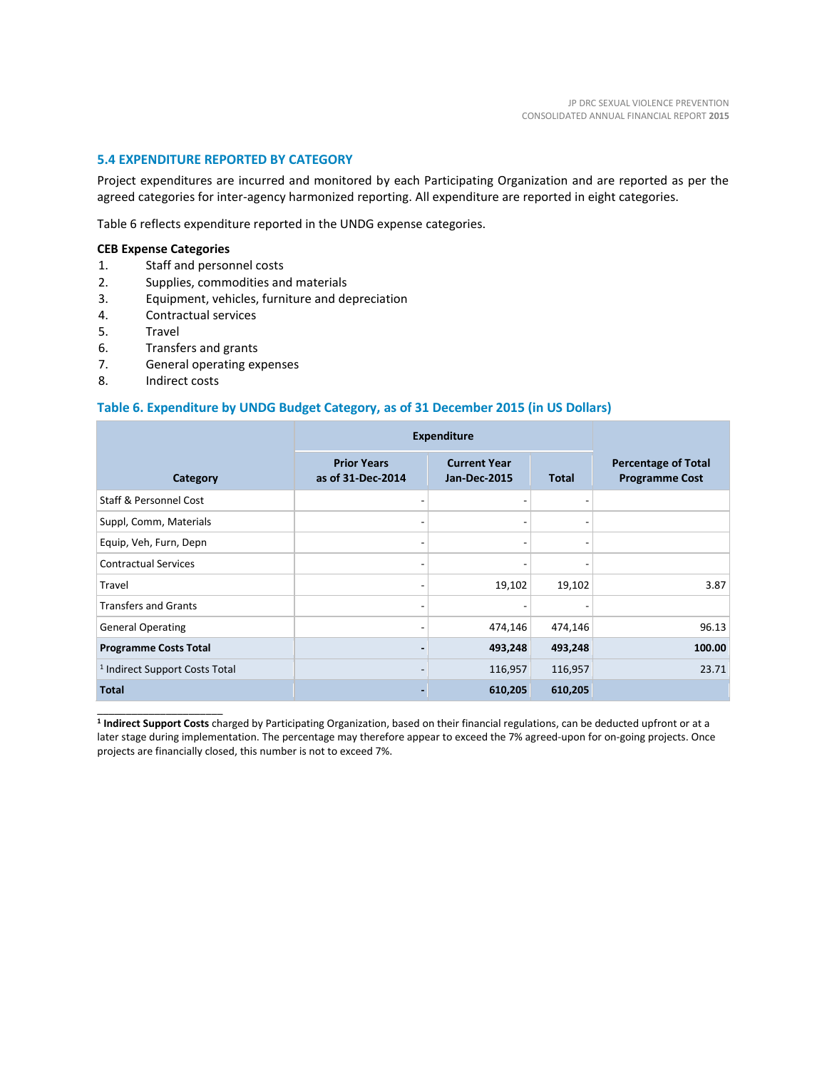## 5.4 EXPENDITURE REPORTED BY CATEGORY

Project expenditures are incurred and monitored by each Participating Organization and are reported as per the agreed categories for inter-agency harmonized reporting. All expenditure are reported in eight categories.

Table 6 reflects expenditure reported in the UNDG expense categories.

**CEB Expense Categories**

1. Staff and personnel costs
2. Supplies, commodities and materials
3. Equipment, vehicles, furniture and depreciation
4. Contractual services
5. Travel
6. Transfers and grants
7. General operating expenses
8. Indirect costs

### Table 6. Expenditure by UNDG Budget Category, as of 31 December 2015 (in US Dollars)

| Category | Expenditure | | | Percentage of Total Programme Cost |
|---|---|---|---|---|
| | Prior Years as of 31-Dec-2014 | Current Year Jan-Dec-2015 | Total | |
| Staff & Personnel Cost | - | - | - | |
| Suppl, Comm, Materials | - | - | - | |
| Equip, Veh, Furn, Depn | - | - | - | |
| Contractual Services | - | - | - | |
| Travel | - | 19,102 | 19,102 | 3.87 |
| Transfers and Grants | - | - | - | |
| General Operating | - | 474,146 | 474,146 | 96.13 |
| **Programme Costs Total** | **-** | **493,248** | **493,248** | **100.00** |
| [1] Indirect Support Costs Total | - | 116,957 | 116,957 | 23.71 |
| **Total** | **-** | **610,205** | **610,205** | |

---

[1] **Indirect Support Costs** charged by Participating Organization, based on their financial regulations, can be deducted upfront or at a later stage during implementation. The percentage may therefore appear to exceed the 7% agreed-upon for on-going projects. Once projects are financially closed, this number is not to exceed 7%.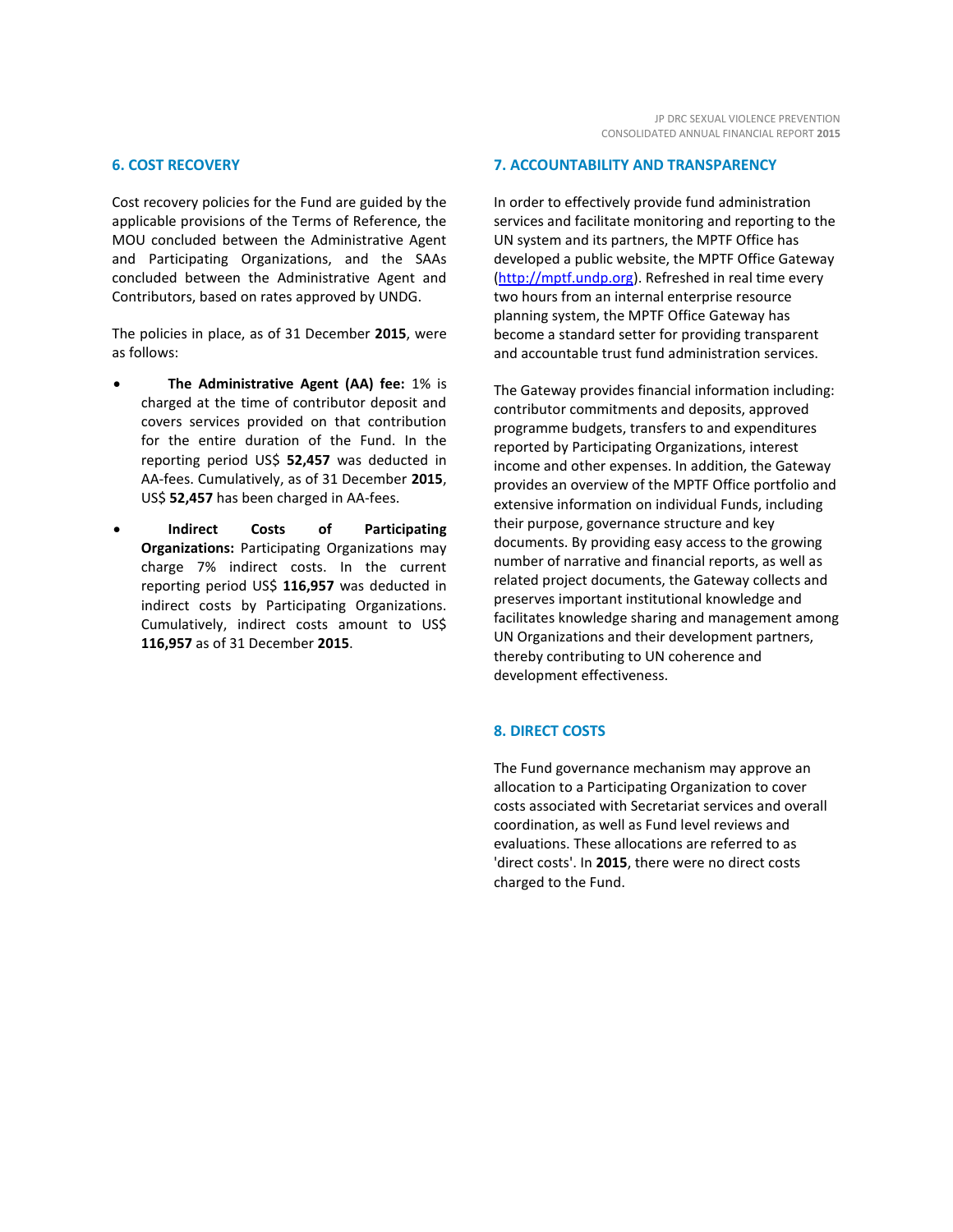## 6. COST RECOVERY

Cost recovery policies for the Fund are guided by the applicable provisions of the Terms of Reference, the MOU concluded between the Administrative Agent and Participating Organizations, and the SAAs concluded between the Administrative Agent and Contributors, based on rates approved by UNDG.

The policies in place, as of 31 December **2015**, were as follows:

- **The Administrative Agent (AA) fee:** 1% is charged at the time of contributor deposit and covers services provided on that contribution for the entire duration of the Fund. In the reporting period US$ **52,457** was deducted in AA-fees. Cumulatively, as of 31 December **2015**, US$ **52,457** has been charged in AA-fees.
- **Indirect Costs of Participating Organizations:** Participating Organizations may charge 7% indirect costs. In the current reporting period US$ **116,957** was deducted in indirect costs by Participating Organizations. Cumulatively, indirect costs amount to US$ **116,957** as of 31 December **2015**.

## 7. ACCOUNTABILITY AND TRANSPARENCY

In order to effectively provide fund administration services and facilitate monitoring and reporting to the UN system and its partners, the MPTF Office has developed a public website, the MPTF Office Gateway (http://mptf.undp.org). Refreshed in real time every two hours from an internal enterprise resource planning system, the MPTF Office Gateway has become a standard setter for providing transparent and accountable trust fund administration services.

The Gateway provides financial information including: contributor commitments and deposits, approved programme budgets, transfers to and expenditures reported by Participating Organizations, interest income and other expenses. In addition, the Gateway provides an overview of the MPTF Office portfolio and extensive information on individual Funds, including their purpose, governance structure and key documents. By providing easy access to the growing number of narrative and financial reports, as well as related project documents, the Gateway collects and preserves important institutional knowledge and facilitates knowledge sharing and management among UN Organizations and their development partners, thereby contributing to UN coherence and development effectiveness.

## 8. DIRECT COSTS

The Fund governance mechanism may approve an allocation to a Participating Organization to cover costs associated with Secretariat services and overall coordination, as well as Fund level reviews and evaluations. These allocations are referred to as 'direct costs'. In **2015**, there were no direct costs charged to the Fund.